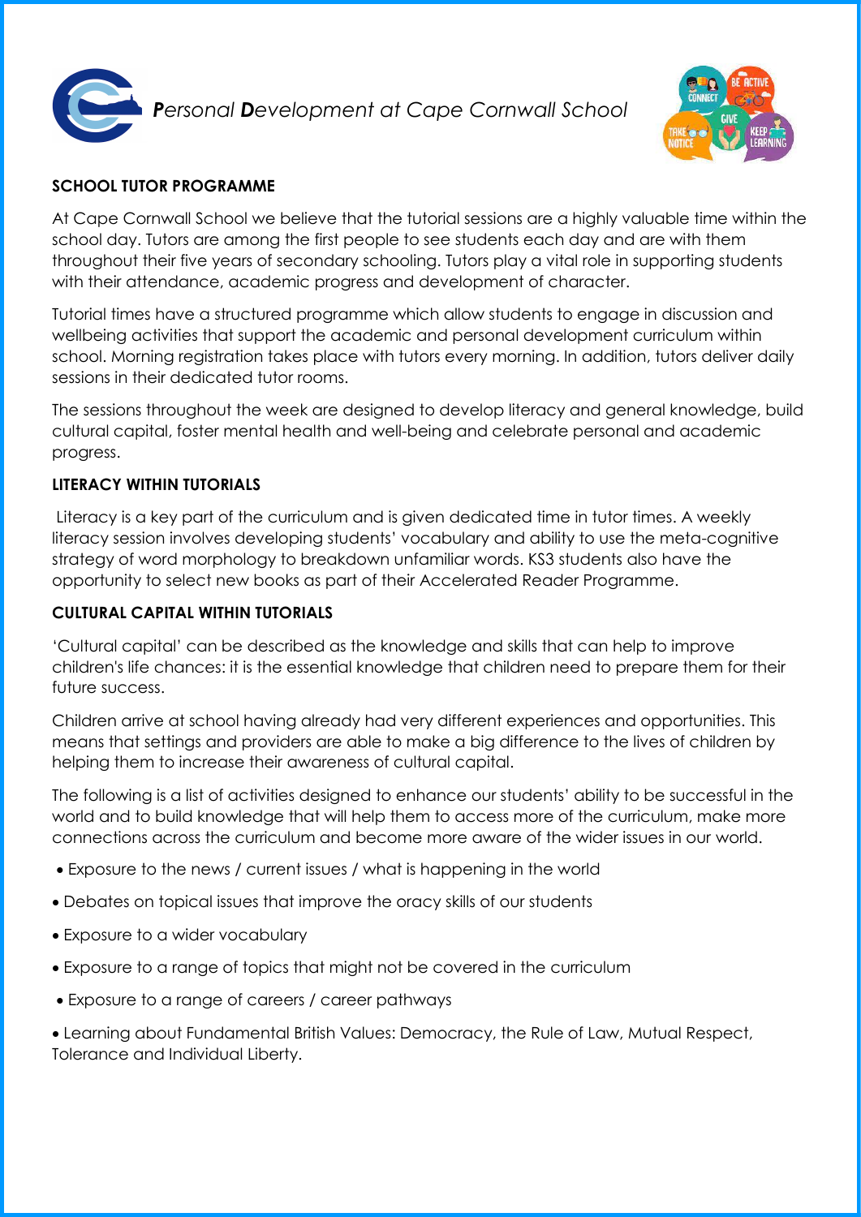# ***P**ersonal **D**evelopment at Cape Cornwall School*

## SCHOOL TUTOR PROGRAMME

At Cape Cornwall School we believe that the tutorial sessions are a highly valuable time within the school day. Tutors are among the first people to see students each day and are with them throughout their five years of secondary schooling. Tutors play a vital role in supporting students with their attendance, academic progress and development of character.

Tutorial times have a structured programme which allow students to engage in discussion and wellbeing activities that support the academic and personal development curriculum within school. Morning registration takes place with tutors every morning. In addition, tutors deliver daily sessions in their dedicated tutor rooms.

The sessions throughout the week are designed to develop literacy and general knowledge, build cultural capital, foster mental health and well-being and celebrate personal and academic progress.

## LITERACY WITHIN TUTORIALS

Literacy is a key part of the curriculum and is given dedicated time in tutor times. A weekly literacy session involves developing students' vocabulary and ability to use the meta-cognitive strategy of word morphology to breakdown unfamiliar words. KS3 students also have the opportunity to select new books as part of their Accelerated Reader Programme.

## CULTURAL CAPITAL WITHIN TUTORIALS

'Cultural capital' can be described as the knowledge and skills that can help to improve children's life chances: it is the essential knowledge that children need to prepare them for their future success.

Children arrive at school having already had very different experiences and opportunities. This means that settings and providers are able to make a big difference to the lives of children by helping them to increase their awareness of cultural capital.

The following is a list of activities designed to enhance our students' ability to be successful in the world and to build knowledge that will help them to access more of the curriculum, make more connections across the curriculum and become more aware of the wider issues in our world.

- Exposure to the news / current issues / what is happening in the world
- Debates on topical issues that improve the oracy skills of our students
- Exposure to a wider vocabulary
- Exposure to a range of topics that might not be covered in the curriculum
- Exposure to a range of careers / career pathways
- Learning about Fundamental British Values: Democracy, the Rule of Law, Mutual Respect, Tolerance and Individual Liberty.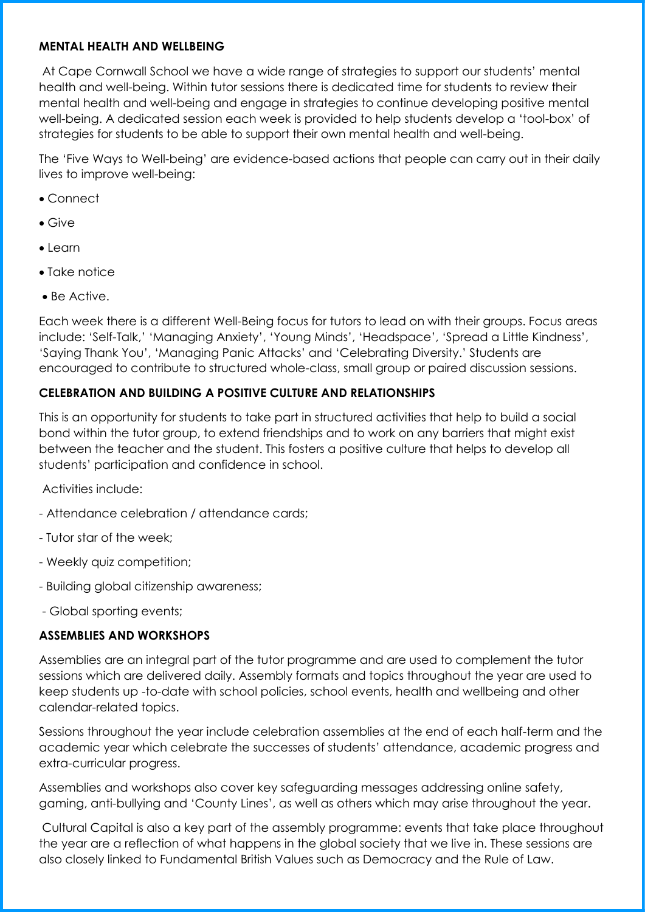**MENTAL HEALTH AND WELLBEING**

At Cape Cornwall School we have a wide range of strategies to support our students' mental health and well-being. Within tutor sessions there is dedicated time for students to review their mental health and well-being and engage in strategies to continue developing positive mental well-being. A dedicated session each week is provided to help students develop a 'tool-box' of strategies for students to be able to support their own mental health and well-being.

The 'Five Ways to Well-being' are evidence-based actions that people can carry out in their daily lives to improve well-being:

- Connect
- Give
- Learn
- Take notice
- Be Active.

Each week there is a different Well-Being focus for tutors to lead on with their groups. Focus areas include: 'Self-Talk,' 'Managing Anxiety', 'Young Minds', 'Headspace', 'Spread a Little Kindness', 'Saying Thank You', 'Managing Panic Attacks' and 'Celebrating Diversity.' Students are encouraged to contribute to structured whole-class, small group or paired discussion sessions.

**CELEBRATION AND BUILDING A POSITIVE CULTURE AND RELATIONSHIPS**

This is an opportunity for students to take part in structured activities that help to build a social bond within the tutor group, to extend friendships and to work on any barriers that might exist between the teacher and the student. This fosters a positive culture that helps to develop all students' participation and confidence in school.

Activities include:

- Attendance celebration / attendance cards;
- Tutor star of the week;
- Weekly quiz competition;
- Building global citizenship awareness;
- Global sporting events;

**ASSEMBLIES AND WORKSHOPS**

Assemblies are an integral part of the tutor programme and are used to complement the tutor sessions which are delivered daily. Assembly formats and topics throughout the year are used to keep students up -to-date with school policies, school events, health and wellbeing and other calendar-related topics.

Sessions throughout the year include celebration assemblies at the end of each half-term and the academic year which celebrate the successes of students' attendance, academic progress and extra-curricular progress.

Assemblies and workshops also cover key safeguarding messages addressing online safety, gaming, anti-bullying and 'County Lines', as well as others which may arise throughout the year.

Cultural Capital is also a key part of the assembly programme: events that take place throughout the year are a reflection of what happens in the global society that we live in. These sessions are also closely linked to Fundamental British Values such as Democracy and the Rule of Law.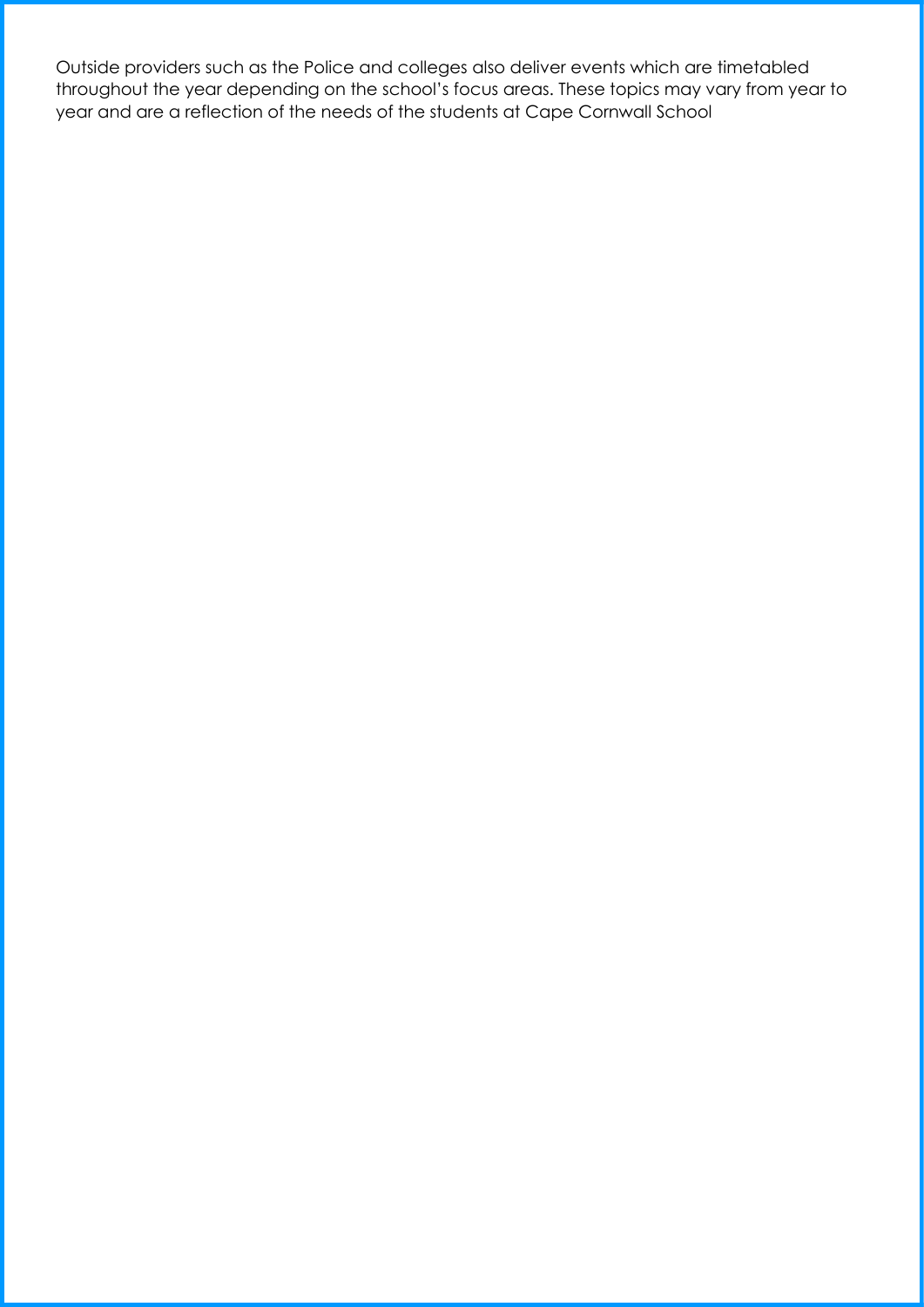Outside providers such as the Police and colleges also deliver events which are timetabled throughout the year depending on the school's focus areas. These topics may vary from year to year and are a reflection of the needs of the students at Cape Cornwall School